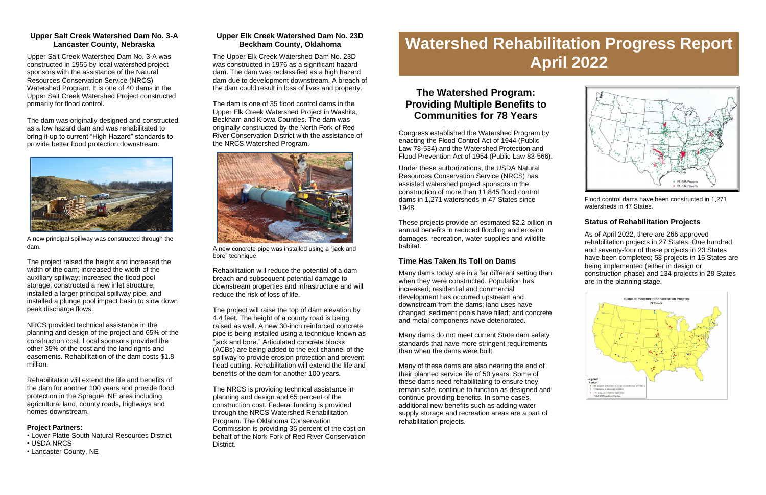# Watershed Rehabilitation Progress Report April 2022

## The Watershed Program: Providing Multiple Benefits to Communities for 78 Years

Congress established the Watershed Program by enacting the Flood Control Act of 1944 (Public Law 78-534) and the Watershed Protection and Flood Prevention Act of 1954 (Public Law 83-566).

Under these authorizations, the USDA Natural Resources Conservation Service (NRCS) has assisted watershed project sponsors in the construction of more than 11,845 flood control dams in 1,271 watersheds in 47 States since 1948.

These projects provide an estimated $2.2 billion in annual benefits in reduced flooding and erosion damages, recreation, water supplies and wildlife habitat.

### Time Has Taken Its Toll on Dams

Many dams today are in a far different setting than when they were constructed. Population has increased; residential and commercial development has occurred upstream and downstream from the dams; land uses have changed; sediment pools have filled; and concrete and metal components have deteriorated.

Many dams do not meet current State dam safety standards that have more stringent requirements than when the dams were built.

Many of these dams are also nearing the end of their planned service life of 50 years. Some of these dams need rehabilitating to ensure they remain safe, continue to function as designed and continue providing benefits. In some cases, additional new benefits such as adding water supply storage and recreation areas are a part of rehabilitation projects.

Flood control dams have been constructed in 1,271 watersheds in 47 States.

### Status of Rehabilitation Projects

As of April 2022, there are 266 approved rehabilitation projects in 27 States. One hundred and seventy-four of these projects in 23 States have been completed; 58 projects in 15 States are being implemented (either in design or construction phase) and 134 projects in 28 States are in the planning stage.

### Upper Salt Creek Watershed Dam No. 3-A
### Lancaster County, Nebraska

Upper Salt Creek Watershed Dam No. 3-A was constructed in 1955 by local watershed project sponsors with the assistance of the Natural Resources Conservation Service (NRCS) Watershed Program. It is one of 40 dams in the Upper Salt Creek Watershed Project constructed primarily for flood control.

The dam was originally designed and constructed as a low hazard dam and was rehabilitated to bring it up to current "High Hazard" standards to provide better flood protection downstream.

A new principal spillway was constructed through the dam.

The project raised the height and increased the width of the dam; increased the width of the auxiliary spillway; increased the flood pool storage; constructed a new inlet structure; installed a larger principal spillway pipe, and installed a plunge pool impact basin to slow down peak discharge flows.

NRCS provided technical assistance in the planning and design of the project and 65% of the construction cost. Local sponsors provided the other 35% of the cost and the land rights and easements. Rehabilitation of the dam costs $1.8 million.

Rehabilitation will extend the life and benefits of the dam for another 100 years and provide flood protection in the Sprague, NE area including agricultural land, county roads, highways and homes downstream.

**Project Partners:**

- Lower Platte South Natural Resources District
- USDA NRCS
- Lancaster County, NE

### Upper Elk Creek Watershed Dam No. 23D
### Beckham County, Oklahoma

The Upper Elk Creek Watershed Dam No. 23D was constructed in 1976 as a significant hazard dam. The dam was reclassified as a high hazard dam due to development downstream. A breach of the dam could result in loss of lives and property.

The dam is one of 35 flood control dams in the Upper Elk Creek Watershed Project in Washita, Beckham and Kiowa Counties. The dam was originally constructed by the North Fork of Red River Conservation District with the assistance of the NRCS Watershed Program.

A new concrete pipe was installed using a "jack and bore" technique.

Rehabilitation will reduce the potential of a dam breach and subsequent potential damage to downstream properties and infrastructure and will reduce the risk of loss of life.

The project will raise the top of dam elevation by 4.4 feet. The height of a county road is being raised as well. A new 30-inch reinforced concrete pipe is being installed using a technique known as "jack and bore." Articulated concrete blocks (ACBs) are being added to the exit channel of the spillway to provide erosion protection and prevent head cutting. Rehabilitation will extend the life and benefits of the dam for another 100 years.

The NRCS is providing technical assistance in planning and design and 65 percent of the construction cost. Federal funding is provided through the NRCS Watershed Rehabilitation Program. The Oklahoma Conservation Commission is providing 35 percent of the cost on behalf of the Nork Fork of Red River Conservation District.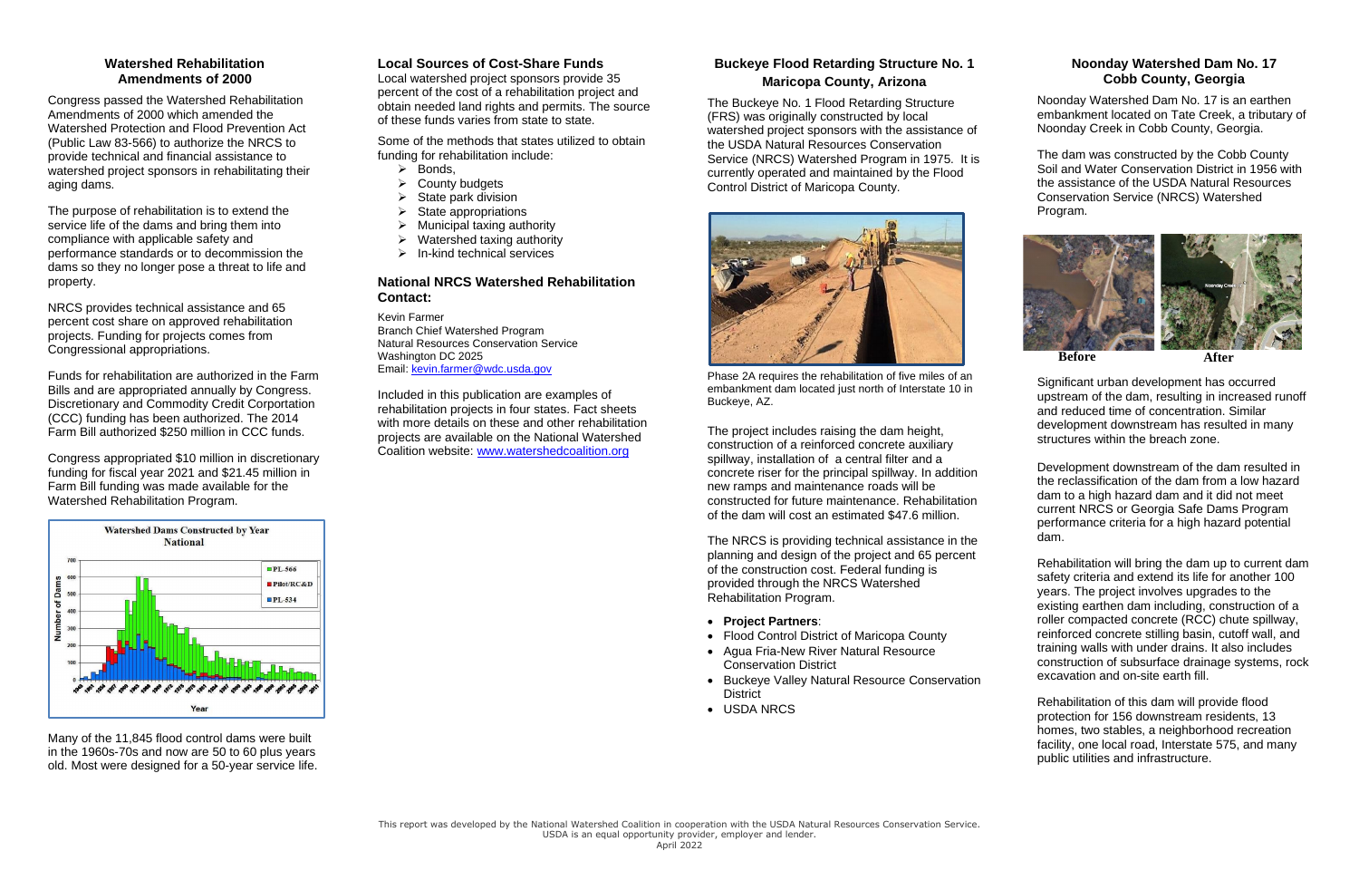## Watershed Rehabilitation Amendments of 2000

Congress passed the Watershed Rehabilitation Amendments of 2000 which amended the Watershed Protection and Flood Prevention Act (Public Law 83-566) to authorize the NRCS to provide technical and financial assistance to watershed project sponsors in rehabilitating their aging dams.

The purpose of rehabilitation is to extend the service life of the dams and bring them into compliance with applicable safety and performance standards or to decommission the dams so they no longer pose a threat to life and property.

NRCS provides technical assistance and 65 percent cost share on approved rehabilitation projects. Funding for projects comes from Congressional appropriations.

Funds for rehabilitation are authorized in the Farm Bills and are appropriated annually by Congress. Discretionary and Commodity Credit Corportation (CCC) funding has been authorized. The 2014 Farm Bill authorized $250 million in CCC funds.

Congress appropriated $10 million in discretionary funding for fiscal year 2021 and $21.45 million in Farm Bill funding was made available for the Watershed Rehabilitation Program.

Watershed Dams Constructed by Year
National

PL-566
Pilot/RC&D
PL-534

Number of Dams

Year

Many of the 11,845 flood control dams were built in the 1960s-70s and now are 50 to 60 plus years old. Most were designed for a 50-year service life.

## Local Sources of Cost-Share Funds

Local watershed project sponsors provide 35 percent of the cost of a rehabilitation project and obtain needed land rights and permits. The source of these funds varies from state to state.

Some of the methods that states utilized to obtain funding for rehabilitation include:

- Bonds,
- County budgets
- State park division
- State appropriations
- Municipal taxing authority
- Watershed taxing authority
- In-kind technical services

## National NRCS Watershed Rehabilitation Contact:

Kevin Farmer
Branch Chief Watershed Program
Natural Resources Conservation Service
Washington DC 2025
Email: kevin.farmer@wdc.usda.gov

Included in this publication are examples of rehabilitation projects in four states. Fact sheets with more details on these and other rehabilitation projects are available on the National Watershed Coalition website: www.watershedcoalition.org

## Buckeye Flood Retarding Structure No. 1 Maricopa County, Arizona

The Buckeye No. 1 Flood Retarding Structure (FRS) was originally constructed by local watershed project sponsors with the assistance of the USDA Natural Resources Conservation Service (NRCS) Watershed Program in 1975. It is currently operated and maintained by the Flood Control District of Maricopa County.

Phase 2A requires the rehabilitation of five miles of an embankment dam located just north of Interstate 10 in Buckeye, AZ.

The project includes raising the dam height, construction of a reinforced concrete auxiliary spillway, installation of a central filter and a concrete riser for the principal spillway. In addition new ramps and maintenance roads will be constructed for future maintenance. Rehabilitation of the dam will cost an estimated $47.6 million.

The NRCS is providing technical assistance in the planning and design of the project and 65 percent of the construction cost. Federal funding is provided through the NRCS Watershed Rehabilitation Program.

- **Project Partners**:
- Flood Control District of Maricopa County
- Agua Fria-New River Natural Resource Conservation District
- Buckeye Valley Natural Resource Conservation District
- USDA NRCS

## Noonday Watershed Dam No. 17 Cobb County, Georgia

Noonday Watershed Dam No. 17 is an earthen embankment located on Tate Creek, a tributary of Noonday Creek in Cobb County, Georgia.

The dam was constructed by the Cobb County Soil and Water Conservation District in 1956 with the assistance of the USDA Natural Resources Conservation Service (NRCS) Watershed Program.

**Before** **After**

Significant urban development has occurred upstream of the dam, resulting in increased runoff and reduced time of concentration. Similar development downstream has resulted in many structures within the breach zone.

Development downstream of the dam resulted in the reclassification of the dam from a low hazard dam to a high hazard dam and it did not meet current NRCS or Georgia Safe Dams Program performance criteria for a high hazard potential dam.

Rehabilitation will bring the dam up to current dam safety criteria and extend its life for another 100 years. The project involves upgrades to the existing earthen dam including, construction of a roller compacted concrete (RCC) chute spillway, reinforced concrete stilling basin, cutoff wall, and training walls with under drains. It also includes construction of subsurface drainage systems, rock excavation and on-site earth fill.

Rehabilitation of this dam will provide flood protection for 156 downstream residents, 13 homes, two stables, a neighborhood recreation facility, one local road, Interstate 575, and many public utilities and infrastructure.

This report was developed by the National Watershed Coalition in cooperation with the USDA Natural Resources Conservation Service.
USDA is an equal opportunity provider, employer and lender.
April 2022